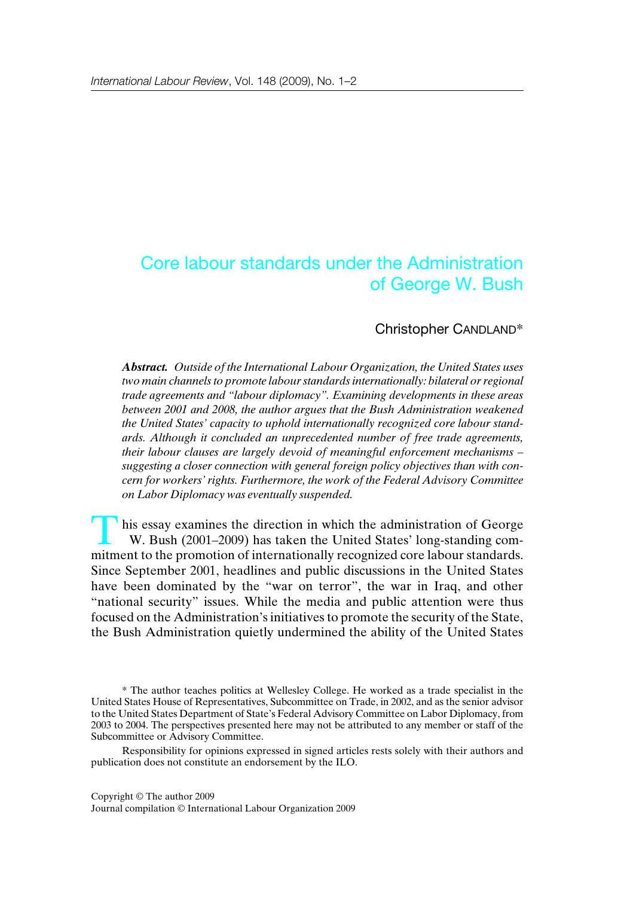# Core labour standards under the Administration of George W. Bush

Christopher CANDLAND*

***Abstract.*** *Outside of the International Labour Organization, the United States uses two main channels to promote labour standards internationally: bilateral or regional trade agreements and "labour diplomacy". Examining developments in these areas between 2001 and 2008, the author argues that the Bush Administration weakened the United States' capacity to uphold internationally recognized core labour standards. Although it concluded an unprecedented number of free trade agreements, their labour clauses are largely devoid of meaningful enforcement mechanisms – suggesting a closer connection with general foreign policy objectives than with concern for workers' rights. Furthermore, the work of the Federal Advisory Committee on Labor Diplomacy was eventually suspended.*

This essay examines the direction in which the administration of George W. Bush (2001–2009) has taken the United States' long-standing commitment to the promotion of internationally recognized core labour standards. Since September 2001, headlines and public discussions in the United States have been dominated by the "war on terror", the war in Iraq, and other "national security" issues. While the media and public attention were thus focused on the Administration's initiatives to promote the security of the State, the Bush Administration quietly undermined the ability of the United States

\* The author teaches politics at Wellesley College. He worked as a trade specialist in the United States House of Representatives, Subcommittee on Trade, in 2002, and as the senior advisor to the United States Department of State's Federal Advisory Committee on Labor Diplomacy, from 2003 to 2004. The perspectives presented here may not be attributed to any member or staff of the Subcommittee or Advisory Committee.

Responsibility for opinions expressed in signed articles rests solely with their authors and publication does not constitute an endorsement by the ILO.

Copyright © The author 2009
Journal compilation © International Labour Organization 2009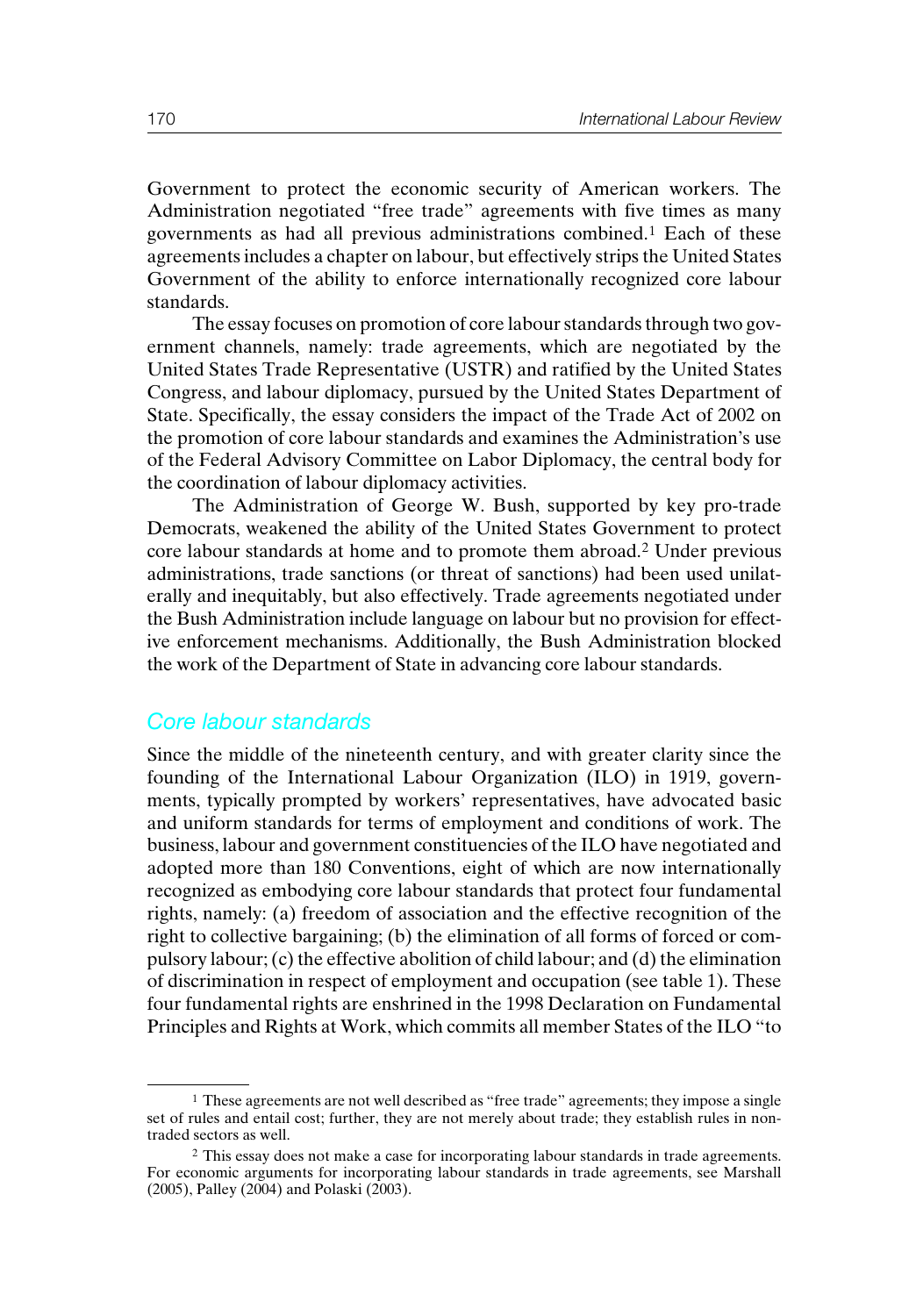Government to protect the economic security of American workers. The Administration negotiated "free trade" agreements with five times as many governments as had all previous administrations combined.[1] Each of these agreements includes a chapter on labour, but effectively strips the United States Government of the ability to enforce internationally recognized core labour standards.

The essay focuses on promotion of core labour standards through two government channels, namely: trade agreements, which are negotiated by the United States Trade Representative (USTR) and ratified by the United States Congress, and labour diplomacy, pursued by the United States Department of State. Specifically, the essay considers the impact of the Trade Act of 2002 on the promotion of core labour standards and examines the Administration's use of the Federal Advisory Committee on Labor Diplomacy, the central body for the coordination of labour diplomacy activities.

The Administration of George W. Bush, supported by key pro-trade Democrats, weakened the ability of the United States Government to protect core labour standards at home and to promote them abroad.[2] Under previous administrations, trade sanctions (or threat of sanctions) had been used unilaterally and inequitably, but also effectively. Trade agreements negotiated under the Bush Administration include language on labour but no provision for effective enforcement mechanisms. Additionally, the Bush Administration blocked the work of the Department of State in advancing core labour standards.

## Core labour standards

Since the middle of the nineteenth century, and with greater clarity since the founding of the International Labour Organization (ILO) in 1919, governments, typically prompted by workers' representatives, have advocated basic and uniform standards for terms of employment and conditions of work. The business, labour and government constituencies of the ILO have negotiated and adopted more than 180 Conventions, eight of which are now internationally recognized as embodying core labour standards that protect four fundamental rights, namely: (a) freedom of association and the effective recognition of the right to collective bargaining; (b) the elimination of all forms of forced or compulsory labour; (c) the effective abolition of child labour; and (d) the elimination of discrimination in respect of employment and occupation (see table 1). These four fundamental rights are enshrined in the 1998 Declaration on Fundamental Principles and Rights at Work, which commits all member States of the ILO "to

---

[1] These agreements are not well described as "free trade" agreements; they impose a single set of rules and entail cost; further, they are not merely about trade; they establish rules in non-traded sectors as well.

[2] This essay does not make a case for incorporating labour standards in trade agreements. For economic arguments for incorporating labour standards in trade agreements, see Marshall (2005), Palley (2004) and Polaski (2003).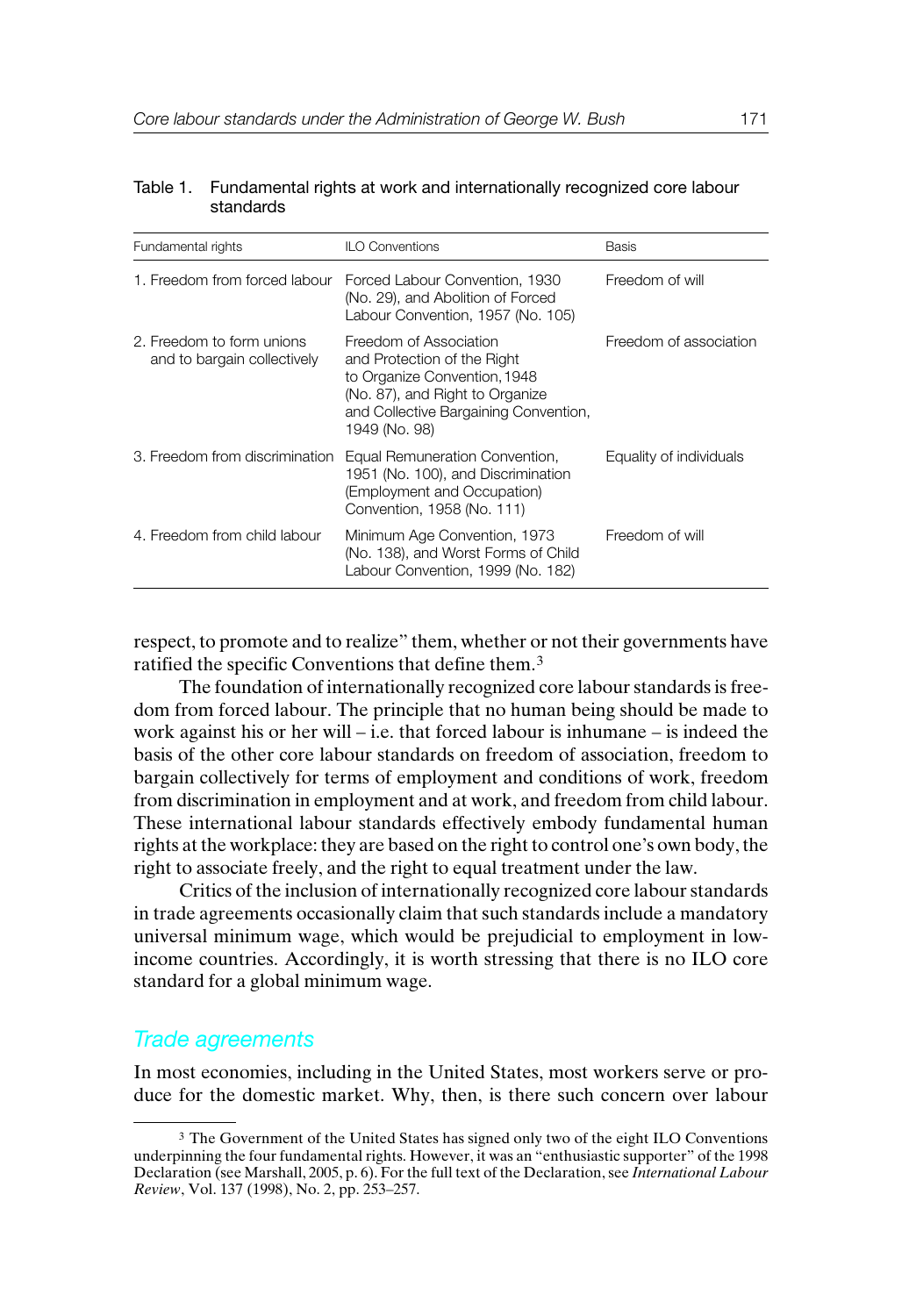Table 1. Fundamental rights at work and internationally recognized core labour standards

| Fundamental rights | ILO Conventions | Basis |
|---|---|---|
| 1. Freedom from forced labour | Forced Labour Convention, 1930 (No. 29), and Abolition of Forced Labour Convention, 1957 (No. 105) | Freedom of will |
| 2. Freedom to form unions and to bargain collectively | Freedom of Association and Protection of the Right to Organize Convention, 1948 (No. 87), and Right to Organize and Collective Bargaining Convention, 1949 (No. 98) | Freedom of association |
| 3. Freedom from discrimination | Equal Remuneration Convention, 1951 (No. 100), and Discrimination (Employment and Occupation) Convention, 1958 (No. 111) | Equality of individuals |
| 4. Freedom from child labour | Minimum Age Convention, 1973 (No. 138), and Worst Forms of Child Labour Convention, 1999 (No. 182) | Freedom of will |

respect, to promote and to realize" them, whether or not their governments have ratified the specific Conventions that define them.[3]

The foundation of internationally recognized core labour standards is freedom from forced labour. The principle that no human being should be made to work against his or her will – i.e. that forced labour is inhumane – is indeed the basis of the other core labour standards on freedom of association, freedom to bargain collectively for terms of employment and conditions of work, freedom from discrimination in employment and at work, and freedom from child labour. These international labour standards effectively embody fundamental human rights at the workplace: they are based on the right to control one's own body, the right to associate freely, and the right to equal treatment under the law.

Critics of the inclusion of internationally recognized core labour standards in trade agreements occasionally claim that such standards include a mandatory universal minimum wage, which would be prejudicial to employment in low-income countries. Accordingly, it is worth stressing that there is no ILO core standard for a global minimum wage.

## Trade agreements

In most economies, including in the United States, most workers serve or produce for the domestic market. Why, then, is there such concern over labour

[3] The Government of the United States has signed only two of the eight ILO Conventions underpinning the four fundamental rights. However, it was an "enthusiastic supporter" of the 1998 Declaration (see Marshall, 2005, p. 6). For the full text of the Declaration, see *International Labour Review*, Vol. 137 (1998), No. 2, pp. 253–257.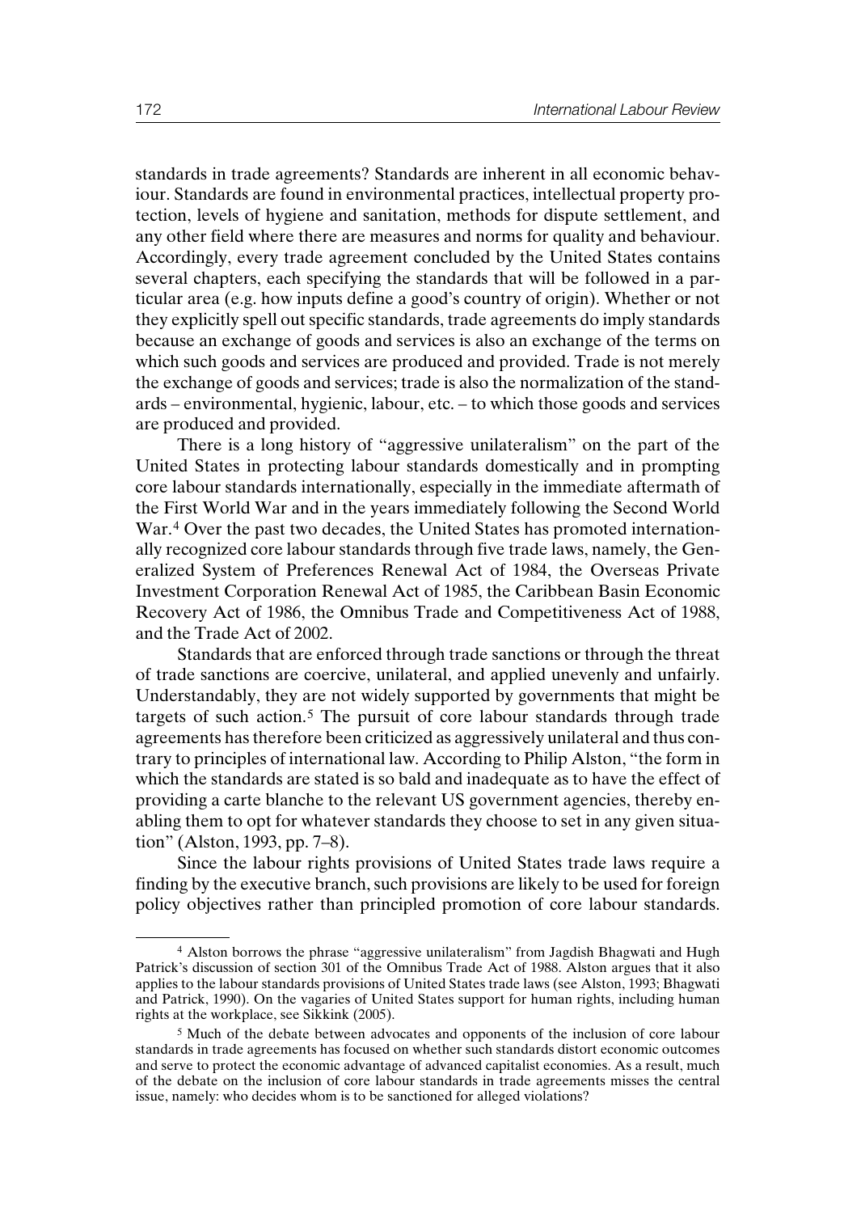standards in trade agreements? Standards are inherent in all economic behaviour. Standards are found in environmental practices, intellectual property protection, levels of hygiene and sanitation, methods for dispute settlement, and any other field where there are measures and norms for quality and behaviour. Accordingly, every trade agreement concluded by the United States contains several chapters, each specifying the standards that will be followed in a particular area (e.g. how inputs define a good's country of origin). Whether or not they explicitly spell out specific standards, trade agreements do imply standards because an exchange of goods and services is also an exchange of the terms on which such goods and services are produced and provided. Trade is not merely the exchange of goods and services; trade is also the normalization of the standards – environmental, hygienic, labour, etc. – to which those goods and services are produced and provided.

There is a long history of "aggressive unilateralism" on the part of the United States in protecting labour standards domestically and in prompting core labour standards internationally, especially in the immediate aftermath of the First World War and in the years immediately following the Second World War.[4] Over the past two decades, the United States has promoted internationally recognized core labour standards through five trade laws, namely, the Generalized System of Preferences Renewal Act of 1984, the Overseas Private Investment Corporation Renewal Act of 1985, the Caribbean Basin Economic Recovery Act of 1986, the Omnibus Trade and Competitiveness Act of 1988, and the Trade Act of 2002.

Standards that are enforced through trade sanctions or through the threat of trade sanctions are coercive, unilateral, and applied unevenly and unfairly. Understandably, they are not widely supported by governments that might be targets of such action.[5] The pursuit of core labour standards through trade agreements has therefore been criticized as aggressively unilateral and thus contrary to principles of international law. According to Philip Alston, "the form in which the standards are stated is so bald and inadequate as to have the effect of providing a carte blanche to the relevant US government agencies, thereby enabling them to opt for whatever standards they choose to set in any given situation" (Alston, 1993, pp. 7–8).

Since the labour rights provisions of United States trade laws require a finding by the executive branch, such provisions are likely to be used for foreign policy objectives rather than principled promotion of core labour standards.

---

[4] Alston borrows the phrase "aggressive unilateralism" from Jagdish Bhagwati and Hugh Patrick's discussion of section 301 of the Omnibus Trade Act of 1988. Alston argues that it also applies to the labour standards provisions of United States trade laws (see Alston, 1993; Bhagwati and Patrick, 1990). On the vagaries of United States support for human rights, including human rights at the workplace, see Sikkink (2005).

[5] Much of the debate between advocates and opponents of the inclusion of core labour standards in trade agreements has focused on whether such standards distort economic outcomes and serve to protect the economic advantage of advanced capitalist economies. As a result, much of the debate on the inclusion of core labour standards in trade agreements misses the central issue, namely: who decides whom is to be sanctioned for alleged violations?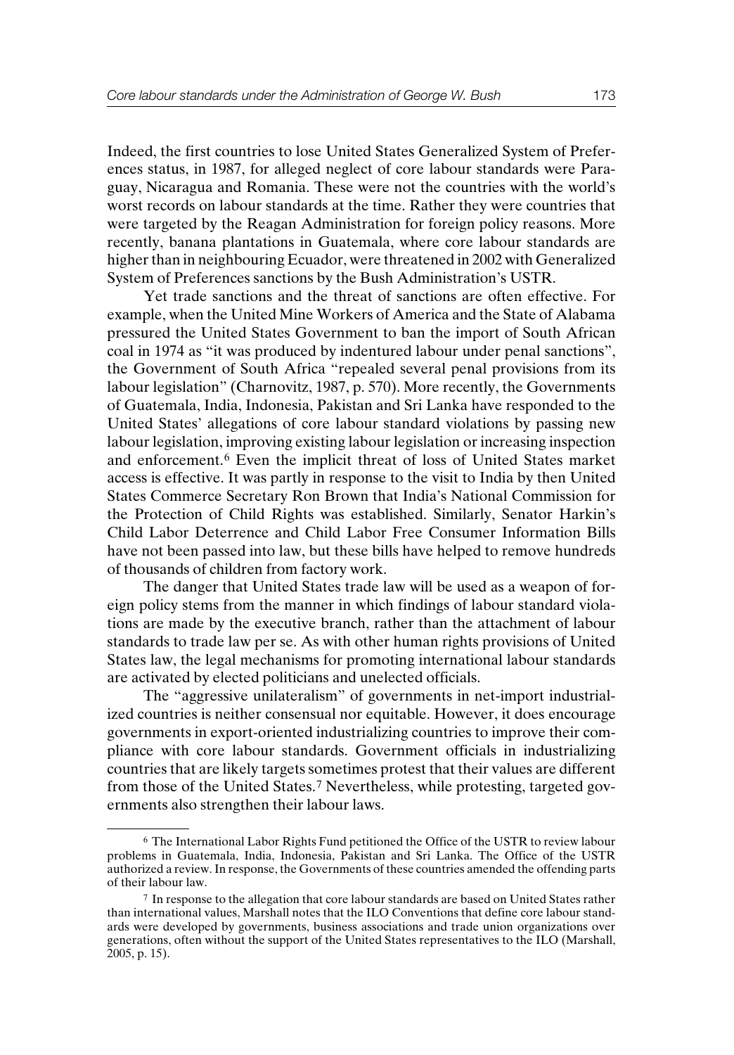Indeed, the first countries to lose United States Generalized System of Preferences status, in 1987, for alleged neglect of core labour standards were Paraguay, Nicaragua and Romania. These were not the countries with the world's worst records on labour standards at the time. Rather they were countries that were targeted by the Reagan Administration for foreign policy reasons. More recently, banana plantations in Guatemala, where core labour standards are higher than in neighbouring Ecuador, were threatened in 2002 with Generalized System of Preferences sanctions by the Bush Administration's USTR.

Yet trade sanctions and the threat of sanctions are often effective. For example, when the United Mine Workers of America and the State of Alabama pressured the United States Government to ban the import of South African coal in 1974 as "it was produced by indentured labour under penal sanctions", the Government of South Africa "repealed several penal provisions from its labour legislation" (Charnovitz, 1987, p. 570). More recently, the Governments of Guatemala, India, Indonesia, Pakistan and Sri Lanka have responded to the United States' allegations of core labour standard violations by passing new labour legislation, improving existing labour legislation or increasing inspection and enforcement.[6] Even the implicit threat of loss of United States market access is effective. It was partly in response to the visit to India by then United States Commerce Secretary Ron Brown that India's National Commission for the Protection of Child Rights was established. Similarly, Senator Harkin's Child Labor Deterrence and Child Labor Free Consumer Information Bills have not been passed into law, but these bills have helped to remove hundreds of thousands of children from factory work.

The danger that United States trade law will be used as a weapon of foreign policy stems from the manner in which findings of labour standard violations are made by the executive branch, rather than the attachment of labour standards to trade law per se. As with other human rights provisions of United States law, the legal mechanisms for promoting international labour standards are activated by elected politicians and unelected officials.

The "aggressive unilateralism" of governments in net-import industrialized countries is neither consensual nor equitable. However, it does encourage governments in export-oriented industrializing countries to improve their compliance with core labour standards. Government officials in industrializing countries that are likely targets sometimes protest that their values are different from those of the United States.[7] Nevertheless, while protesting, targeted governments also strengthen their labour laws.

[6] The International Labor Rights Fund petitioned the Office of the USTR to review labour problems in Guatemala, India, Indonesia, Pakistan and Sri Lanka. The Office of the USTR authorized a review. In response, the Governments of these countries amended the offending parts of their labour law.

[7] In response to the allegation that core labour standards are based on United States rather than international values, Marshall notes that the ILO Conventions that define core labour standards were developed by governments, business associations and trade union organizations over generations, often without the support of the United States representatives to the ILO (Marshall, 2005, p. 15).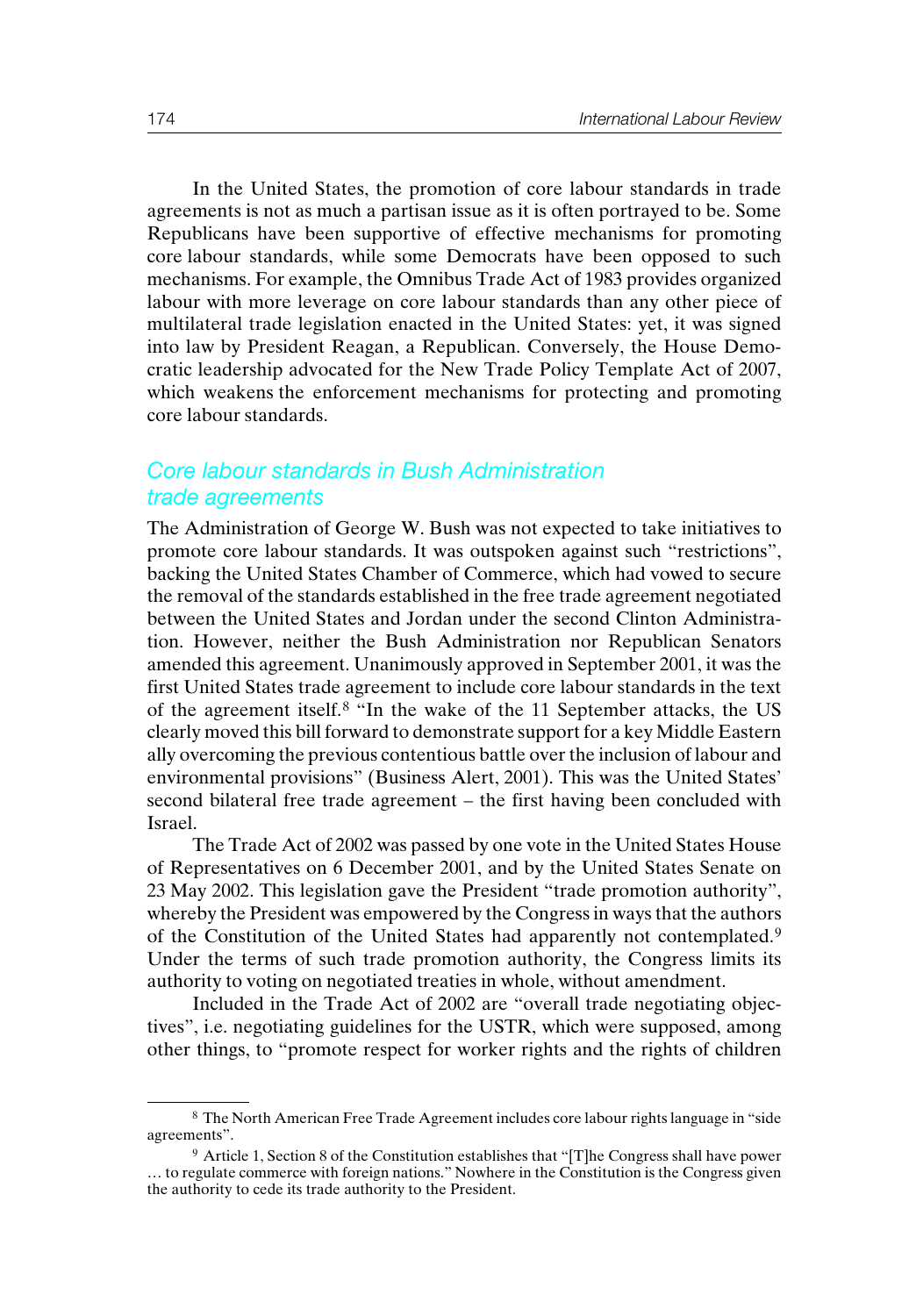In the United States, the promotion of core labour standards in trade agreements is not as much a partisan issue as it is often portrayed to be. Some Republicans have been supportive of effective mechanisms for promoting core labour standards, while some Democrats have been opposed to such mechanisms. For example, the Omnibus Trade Act of 1983 provides organized labour with more leverage on core labour standards than any other piece of multilateral trade legislation enacted in the United States: yet, it was signed into law by President Reagan, a Republican. Conversely, the House Democratic leadership advocated for the New Trade Policy Template Act of 2007, which weakens the enforcement mechanisms for protecting and promoting core labour standards.

## Core labour standards in Bush Administration trade agreements

The Administration of George W. Bush was not expected to take initiatives to promote core labour standards. It was outspoken against such "restrictions", backing the United States Chamber of Commerce, which had vowed to secure the removal of the standards established in the free trade agreement negotiated between the United States and Jordan under the second Clinton Administration. However, neither the Bush Administration nor Republican Senators amended this agreement. Unanimously approved in September 2001, it was the first United States trade agreement to include core labour standards in the text of the agreement itself.[8] "In the wake of the 11 September attacks, the US clearly moved this bill forward to demonstrate support for a key Middle Eastern ally overcoming the previous contentious battle over the inclusion of labour and environmental provisions" (Business Alert, 2001). This was the United States' second bilateral free trade agreement – the first having been concluded with Israel.

The Trade Act of 2002 was passed by one vote in the United States House of Representatives on 6 December 2001, and by the United States Senate on 23 May 2002. This legislation gave the President "trade promotion authority", whereby the President was empowered by the Congress in ways that the authors of the Constitution of the United States had apparently not contemplated.[9] Under the terms of such trade promotion authority, the Congress limits its authority to voting on negotiated treaties in whole, without amendment.

Included in the Trade Act of 2002 are "overall trade negotiating objectives", i.e. negotiating guidelines for the USTR, which were supposed, among other things, to "promote respect for worker rights and the rights of children

---

[8] The North American Free Trade Agreement includes core labour rights language in "side agreements".

[9] Article 1, Section 8 of the Constitution establishes that "[T]he Congress shall have power … to regulate commerce with foreign nations." Nowhere in the Constitution is the Congress given the authority to cede its trade authority to the President.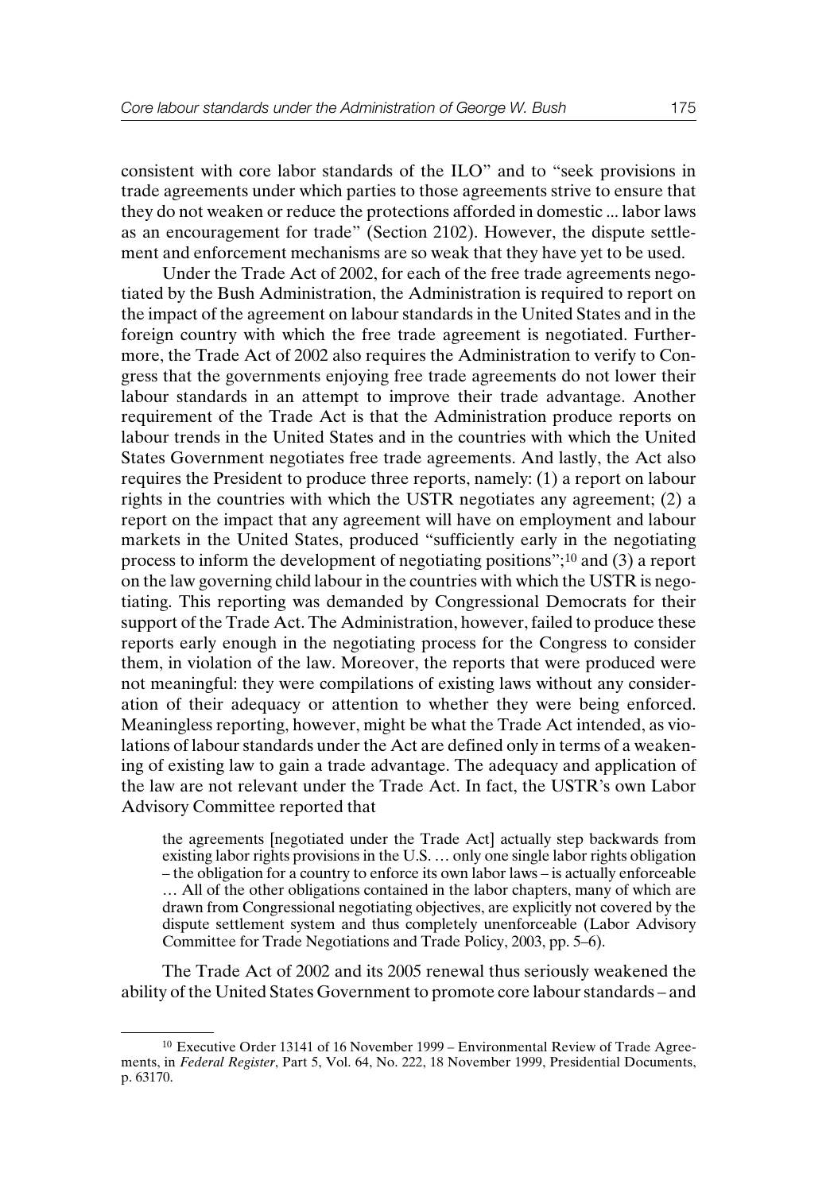consistent with core labor standards of the ILO" and to "seek provisions in trade agreements under which parties to those agreements strive to ensure that they do not weaken or reduce the protections afforded in domestic ... labor laws as an encouragement for trade" (Section 2102). However, the dispute settlement and enforcement mechanisms are so weak that they have yet to be used.

Under the Trade Act of 2002, for each of the free trade agreements negotiated by the Bush Administration, the Administration is required to report on the impact of the agreement on labour standards in the United States and in the foreign country with which the free trade agreement is negotiated. Furthermore, the Trade Act of 2002 also requires the Administration to verify to Congress that the governments enjoying free trade agreements do not lower their labour standards in an attempt to improve their trade advantage. Another requirement of the Trade Act is that the Administration produce reports on labour trends in the United States and in the countries with which the United States Government negotiates free trade agreements. And lastly, the Act also requires the President to produce three reports, namely: (1) a report on labour rights in the countries with which the USTR negotiates any agreement; (2) a report on the impact that any agreement will have on employment and labour markets in the United States, produced "sufficiently early in the negotiating process to inform the development of negotiating positions";[10] and (3) a report on the law governing child labour in the countries with which the USTR is negotiating. This reporting was demanded by Congressional Democrats for their support of the Trade Act. The Administration, however, failed to produce these reports early enough in the negotiating process for the Congress to consider them, in violation of the law. Moreover, the reports that were produced were not meaningful: they were compilations of existing laws without any consideration of their adequacy or attention to whether they were being enforced. Meaningless reporting, however, might be what the Trade Act intended, as violations of labour standards under the Act are defined only in terms of a weakening of existing law to gain a trade advantage. The adequacy and application of the law are not relevant under the Trade Act. In fact, the USTR's own Labor Advisory Committee reported that

> the agreements [negotiated under the Trade Act] actually step backwards from existing labor rights provisions in the U.S. … only one single labor rights obligation – the obligation for a country to enforce its own labor laws – is actually enforceable … All of the other obligations contained in the labor chapters, many of which are drawn from Congressional negotiating objectives, are explicitly not covered by the dispute settlement system and thus completely unenforceable (Labor Advisory Committee for Trade Negotiations and Trade Policy, 2003, pp. 5–6).

The Trade Act of 2002 and its 2005 renewal thus seriously weakened the ability of the United States Government to promote core labour standards – and

[10] Executive Order 13141 of 16 November 1999 – Environmental Review of Trade Agreements, in *Federal Register*, Part 5, Vol. 64, No. 222, 18 November 1999, Presidential Documents, p. 63170.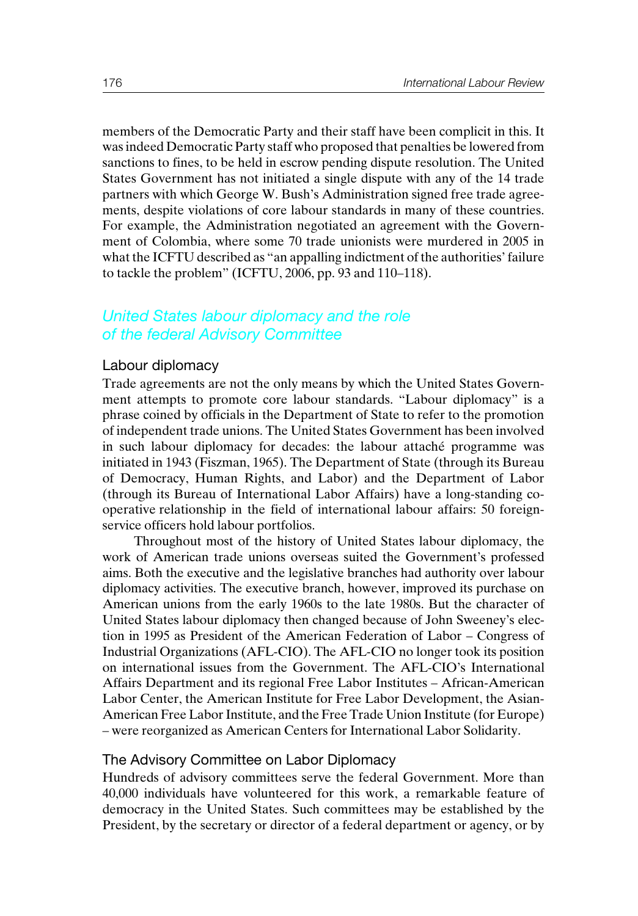members of the Democratic Party and their staff have been complicit in this. It was indeed Democratic Party staff who proposed that penalties be lowered from sanctions to fines, to be held in escrow pending dispute resolution. The United States Government has not initiated a single dispute with any of the 14 trade partners with which George W. Bush's Administration signed free trade agreements, despite violations of core labour standards in many of these countries. For example, the Administration negotiated an agreement with the Government of Colombia, where some 70 trade unionists were murdered in 2005 in what the ICFTU described as "an appalling indictment of the authorities' failure to tackle the problem" (ICFTU, 2006, pp. 93 and 110–118).

## United States labour diplomacy and the role of the federal Advisory Committee

### Labour diplomacy

Trade agreements are not the only means by which the United States Government attempts to promote core labour standards. "Labour diplomacy" is a phrase coined by officials in the Department of State to refer to the promotion of independent trade unions. The United States Government has been involved in such labour diplomacy for decades: the labour attaché programme was initiated in 1943 (Fiszman, 1965). The Department of State (through its Bureau of Democracy, Human Rights, and Labor) and the Department of Labor (through its Bureau of International Labor Affairs) have a long-standing co-operative relationship in the field of international labour affairs: 50 foreign-service officers hold labour portfolios.

Throughout most of the history of United States labour diplomacy, the work of American trade unions overseas suited the Government's professed aims. Both the executive and the legislative branches had authority over labour diplomacy activities. The executive branch, however, improved its purchase on American unions from the early 1960s to the late 1980s. But the character of United States labour diplomacy then changed because of John Sweeney's election in 1995 as President of the American Federation of Labor – Congress of Industrial Organizations (AFL-CIO). The AFL-CIO no longer took its position on international issues from the Government. The AFL-CIO's International Affairs Department and its regional Free Labor Institutes – African-American Labor Center, the American Institute for Free Labor Development, the Asian-American Free Labor Institute, and the Free Trade Union Institute (for Europe) – were reorganized as American Centers for International Labor Solidarity.

### The Advisory Committee on Labor Diplomacy

Hundreds of advisory committees serve the federal Government. More than 40,000 individuals have volunteered for this work, a remarkable feature of democracy in the United States. Such committees may be established by the President, by the secretary or director of a federal department or agency, or by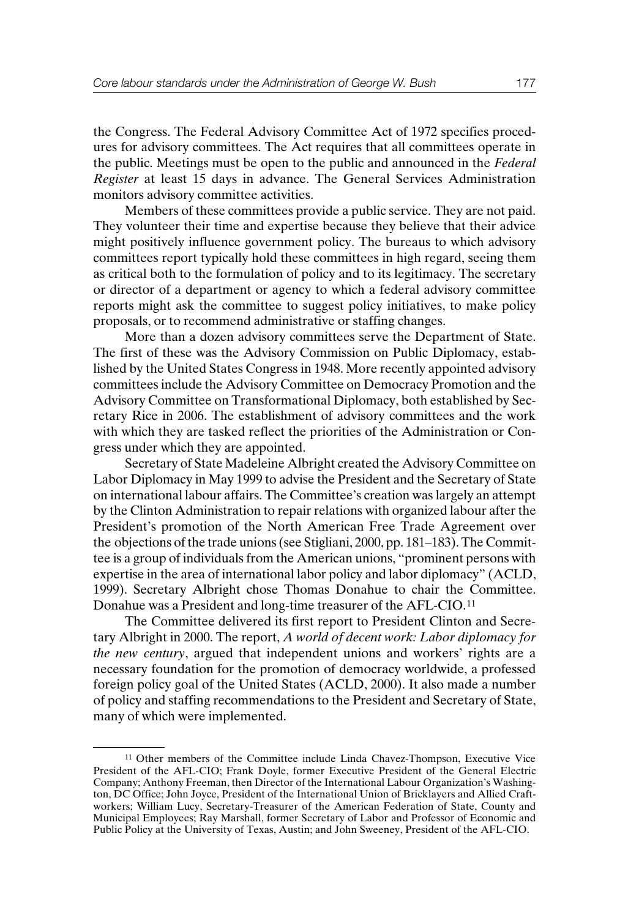the Congress. The Federal Advisory Committee Act of 1972 specifies procedures for advisory committees. The Act requires that all committees operate in the public. Meetings must be open to the public and announced in the *Federal Register* at least 15 days in advance. The General Services Administration monitors advisory committee activities.

Members of these committees provide a public service. They are not paid. They volunteer their time and expertise because they believe that their advice might positively influence government policy. The bureaus to which advisory committees report typically hold these committees in high regard, seeing them as critical both to the formulation of policy and to its legitimacy. The secretary or director of a department or agency to which a federal advisory committee reports might ask the committee to suggest policy initiatives, to make policy proposals, or to recommend administrative or staffing changes.

More than a dozen advisory committees serve the Department of State. The first of these was the Advisory Commission on Public Diplomacy, established by the United States Congress in 1948. More recently appointed advisory committees include the Advisory Committee on Democracy Promotion and the Advisory Committee on Transformational Diplomacy, both established by Secretary Rice in 2006. The establishment of advisory committees and the work with which they are tasked reflect the priorities of the Administration or Congress under which they are appointed.

Secretary of State Madeleine Albright created the Advisory Committee on Labor Diplomacy in May 1999 to advise the President and the Secretary of State on international labour affairs. The Committee's creation was largely an attempt by the Clinton Administration to repair relations with organized labour after the President's promotion of the North American Free Trade Agreement over the objections of the trade unions (see Stigliani, 2000, pp. 181–183). The Committee is a group of individuals from the American unions, "prominent persons with expertise in the area of international labor policy and labor diplomacy" (ACLD, 1999). Secretary Albright chose Thomas Donahue to chair the Committee. Donahue was a President and long-time treasurer of the AFL-CIO.[11]

The Committee delivered its first report to President Clinton and Secretary Albright in 2000. The report, *A world of decent work: Labor diplomacy for the new century*, argued that independent unions and workers' rights are a necessary foundation for the promotion of democracy worldwide, a professed foreign policy goal of the United States (ACLD, 2000). It also made a number of policy and staffing recommendations to the President and Secretary of State, many of which were implemented.

---

[11] Other members of the Committee include Linda Chavez-Thompson, Executive Vice President of the AFL-CIO; Frank Doyle, former Executive President of the General Electric Company; Anthony Freeman, then Director of the International Labour Organization's Washington, DC Office; John Joyce, President of the International Union of Bricklayers and Allied Craftworkers; William Lucy, Secretary-Treasurer of the American Federation of State, County and Municipal Employees; Ray Marshall, former Secretary of Labor and Professor of Economic and Public Policy at the University of Texas, Austin; and John Sweeney, President of the AFL-CIO.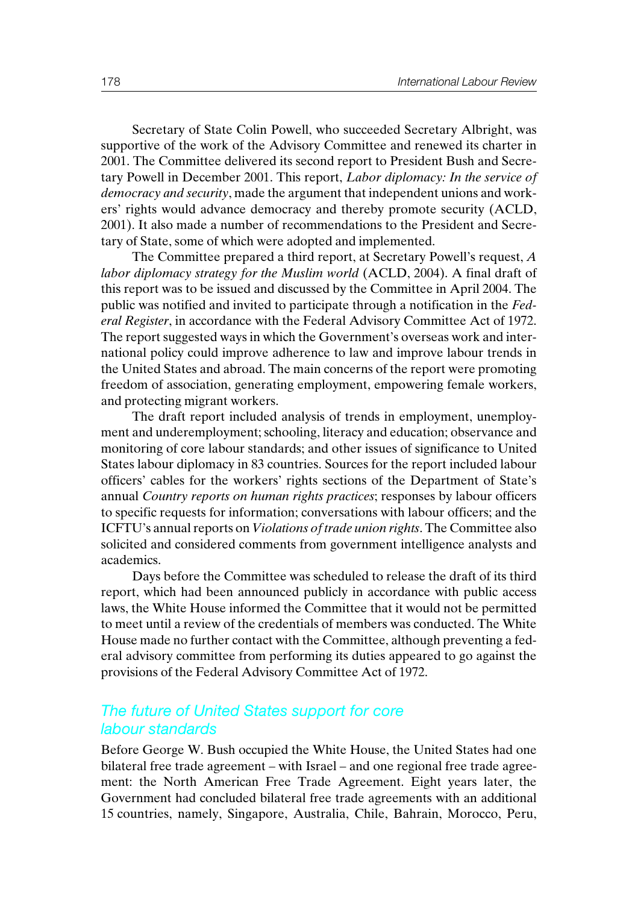Secretary of State Colin Powell, who succeeded Secretary Albright, was supportive of the work of the Advisory Committee and renewed its charter in 2001. The Committee delivered its second report to President Bush and Secretary Powell in December 2001. This report, *Labor diplomacy: In the service of democracy and security*, made the argument that independent unions and workers' rights would advance democracy and thereby promote security (ACLD, 2001). It also made a number of recommendations to the President and Secretary of State, some of which were adopted and implemented.

The Committee prepared a third report, at Secretary Powell's request, *A labor diplomacy strategy for the Muslim world* (ACLD, 2004). A final draft of this report was to be issued and discussed by the Committee in April 2004. The public was notified and invited to participate through a notification in the *Federal Register*, in accordance with the Federal Advisory Committee Act of 1972. The report suggested ways in which the Government's overseas work and international policy could improve adherence to law and improve labour trends in the United States and abroad. The main concerns of the report were promoting freedom of association, generating employment, empowering female workers, and protecting migrant workers.

The draft report included analysis of trends in employment, unemployment and underemployment; schooling, literacy and education; observance and monitoring of core labour standards; and other issues of significance to United States labour diplomacy in 83 countries. Sources for the report included labour officers' cables for the workers' rights sections of the Department of State's annual *Country reports on human rights practices*; responses by labour officers to specific requests for information; conversations with labour officers; and the ICFTU's annual reports on *Violations of trade union rights*. The Committee also solicited and considered comments from government intelligence analysts and academics.

Days before the Committee was scheduled to release the draft of its third report, which had been announced publicly in accordance with public access laws, the White House informed the Committee that it would not be permitted to meet until a review of the credentials of members was conducted. The White House made no further contact with the Committee, although preventing a federal advisory committee from performing its duties appeared to go against the provisions of the Federal Advisory Committee Act of 1972.

## The future of United States support for core labour standards

Before George W. Bush occupied the White House, the United States had one bilateral free trade agreement – with Israel – and one regional free trade agreement: the North American Free Trade Agreement. Eight years later, the Government had concluded bilateral free trade agreements with an additional 15 countries, namely, Singapore, Australia, Chile, Bahrain, Morocco, Peru,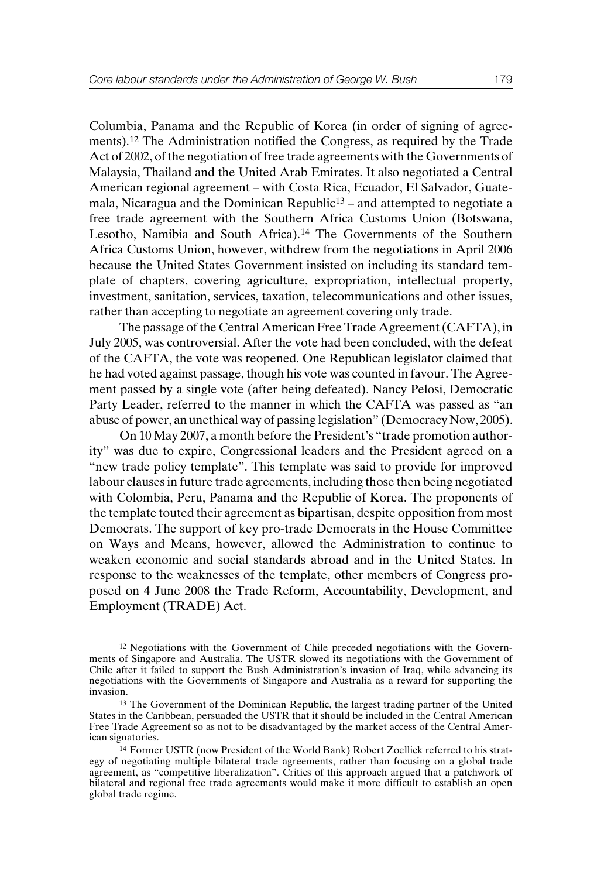Columbia, Panama and the Republic of Korea (in order of signing of agreements).[12] The Administration notified the Congress, as required by the Trade Act of 2002, of the negotiation of free trade agreements with the Governments of Malaysia, Thailand and the United Arab Emirates. It also negotiated a Central American regional agreement – with Costa Rica, Ecuador, El Salvador, Guatemala, Nicaragua and the Dominican Republic[13] – and attempted to negotiate a free trade agreement with the Southern Africa Customs Union (Botswana, Lesotho, Namibia and South Africa).[14] The Governments of the Southern Africa Customs Union, however, withdrew from the negotiations in April 2006 because the United States Government insisted on including its standard template of chapters, covering agriculture, expropriation, intellectual property, investment, sanitation, services, taxation, telecommunications and other issues, rather than accepting to negotiate an agreement covering only trade.

The passage of the Central American Free Trade Agreement (CAFTA), in July 2005, was controversial. After the vote had been concluded, with the defeat of the CAFTA, the vote was reopened. One Republican legislator claimed that he had voted against passage, though his vote was counted in favour. The Agreement passed by a single vote (after being defeated). Nancy Pelosi, Democratic Party Leader, referred to the manner in which the CAFTA was passed as "an abuse of power, an unethical way of passing legislation" (Democracy Now, 2005).

On 10 May 2007, a month before the President's "trade promotion authority" was due to expire, Congressional leaders and the President agreed on a "new trade policy template". This template was said to provide for improved labour clauses in future trade agreements, including those then being negotiated with Colombia, Peru, Panama and the Republic of Korea. The proponents of the template touted their agreement as bipartisan, despite opposition from most Democrats. The support of key pro-trade Democrats in the House Committee on Ways and Means, however, allowed the Administration to continue to weaken economic and social standards abroad and in the United States. In response to the weaknesses of the template, other members of Congress proposed on 4 June 2008 the Trade Reform, Accountability, Development, and Employment (TRADE) Act.

---

[12] Negotiations with the Government of Chile preceded negotiations with the Governments of Singapore and Australia. The USTR slowed its negotiations with the Government of Chile after it failed to support the Bush Administration's invasion of Iraq, while advancing its negotiations with the Governments of Singapore and Australia as a reward for supporting the invasion.

[13] The Government of the Dominican Republic, the largest trading partner of the United States in the Caribbean, persuaded the USTR that it should be included in the Central American Free Trade Agreement so as not to be disadvantaged by the market access of the Central American signatories.

[14] Former USTR (now President of the World Bank) Robert Zoellick referred to his strategy of negotiating multiple bilateral trade agreements, rather than focusing on a global trade agreement, as "competitive liberalization". Critics of this approach argued that a patchwork of bilateral and regional free trade agreements would make it more difficult to establish an open global trade regime.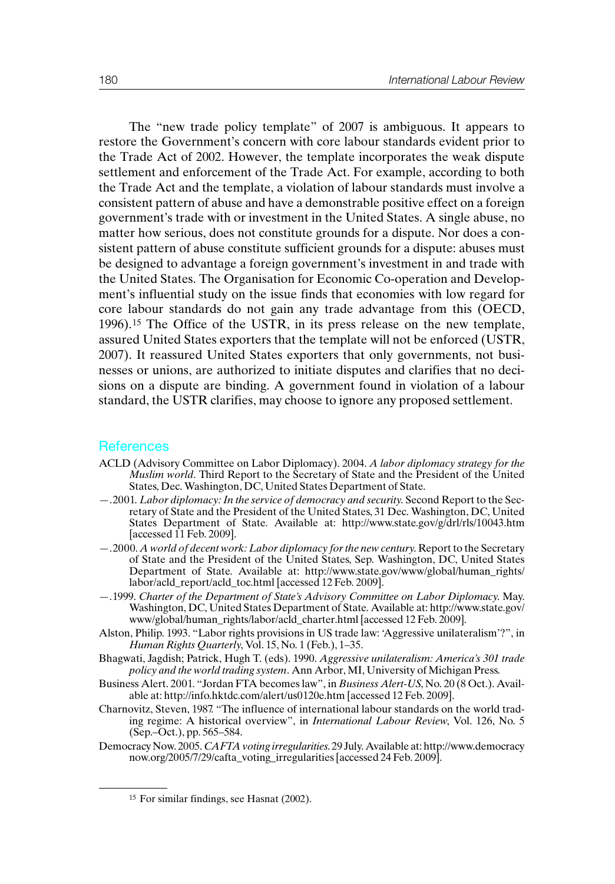The "new trade policy template" of 2007 is ambiguous. It appears to restore the Government's concern with core labour standards evident prior to the Trade Act of 2002. However, the template incorporates the weak dispute settlement and enforcement of the Trade Act. For example, according to both the Trade Act and the template, a violation of labour standards must involve a consistent pattern of abuse and have a demonstrable positive effect on a foreign government's trade with or investment in the United States. A single abuse, no matter how serious, does not constitute grounds for a dispute. Nor does a consistent pattern of abuse constitute sufficient grounds for a dispute: abuses must be designed to advantage a foreign government's investment in and trade with the United States. The Organisation for Economic Co-operation and Development's influential study on the issue finds that economies with low regard for core labour standards do not gain any trade advantage from this (OECD, 1996).[15] The Office of the USTR, in its press release on the new template, assured United States exporters that the template will not be enforced (USTR, 2007). It reassured United States exporters that only governments, not businesses or unions, are authorized to initiate disputes and clarifies that no decisions on a dispute are binding. A government found in violation of a labour standard, the USTR clarifies, may choose to ignore any proposed settlement.

## References

ACLD (Advisory Committee on Labor Diplomacy). 2004. *A labor diplomacy strategy for the Muslim world*. Third Report to the Secretary of State and the President of the United States, Dec. Washington, DC, United States Department of State.

—.2001. *Labor diplomacy: In the service of democracy and security.* Second Report to the Secretary of State and the President of the United States, 31 Dec. Washington, DC, United States Department of State. Available at: http://www.state.gov/g/drl/rls/10043.htm [accessed 11 Feb. 2009].

—.2000. *A world of decent work: Labor diplomacy for the new century.* Report to the Secretary of State and the President of the United States, Sep. Washington, DC, United States Department of State. Available at: http://www.state.gov/www/global/human_rights/labor/acld_report/acld_toc.html [accessed 12 Feb. 2009].

—.1999. *Charter of the Department of State's Advisory Committee on Labor Diplomacy.* May. Washington, DC, United States Department of State. Available at: http://www.state.gov/www/global/human_rights/labor/acld_charter.html [accessed 12 Feb. 2009].

Alston, Philip. 1993. "Labor rights provisions in US trade law: 'Aggressive unilateralism'?", in *Human Rights Quarterly*, Vol. 15, No. 1 (Feb.), 1–35.

Bhagwati, Jagdish; Patrick, Hugh T. (eds). 1990. *Aggressive unilateralism: America's 301 trade policy and the world trading system*. Ann Arbor, MI, University of Michigan Press.

Business Alert. 2001. "Jordan FTA becomes law", in *Business Alert-US*, No. 20 (8 Oct.). Available at: http://info.hktdc.com/alert/us0120e.htm [accessed 12 Feb. 2009].

Charnovitz, Steven, 1987. "The influence of international labour standards on the world trading regime: A historical overview", in *International Labour Review*, Vol. 126, No. 5 (Sep.–Oct.), pp. 565–584.

Democracy Now. 2005. *CAFTA voting irregularities.* 29 July. Available at: http://www.democracynow.org/2005/7/29/cafta_voting_irregularities [accessed 24 Feb. 2009].

[15] For similar findings, see Hasnat (2002).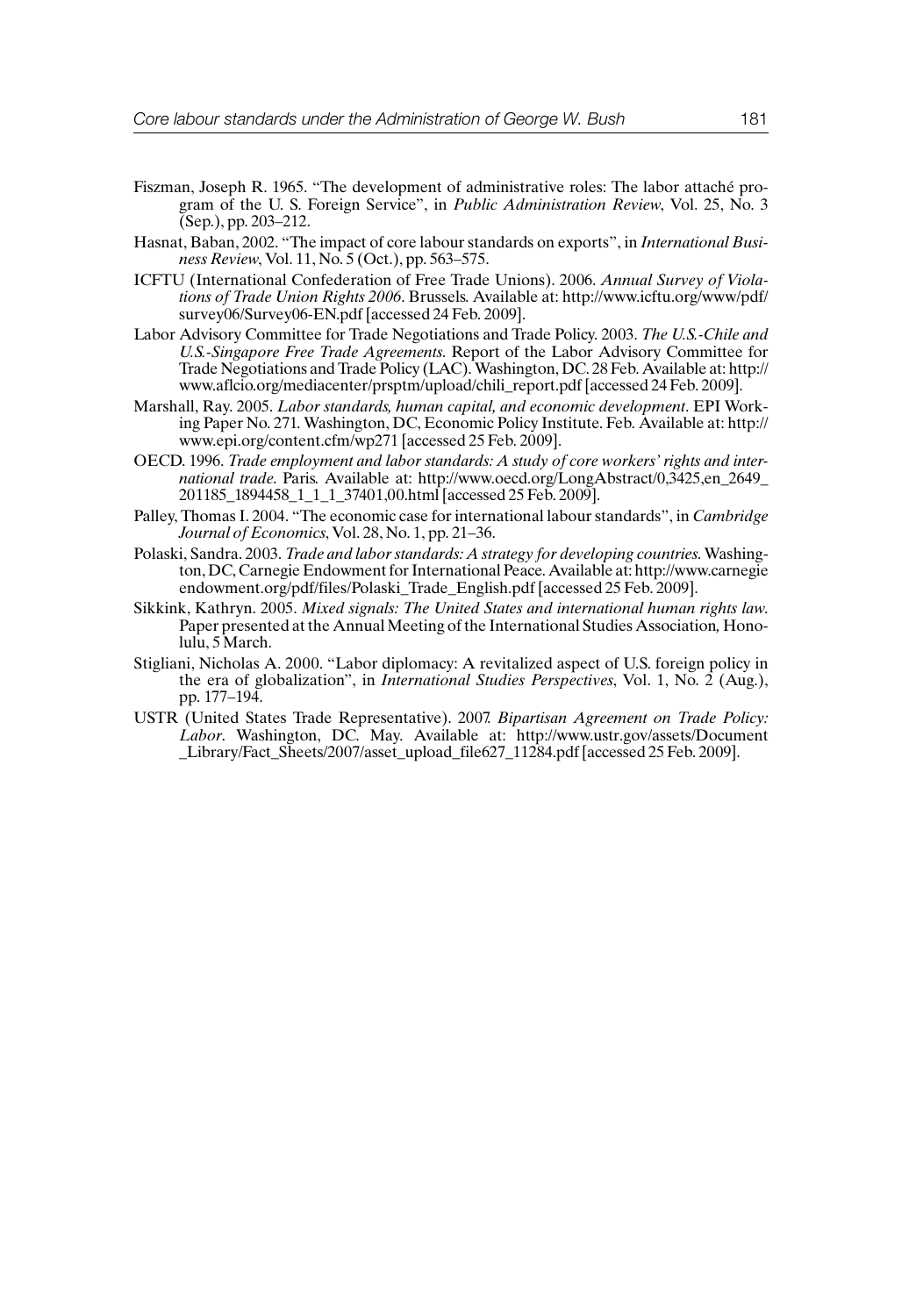Fiszman, Joseph R. 1965. "The development of administrative roles: The labor attaché program of the U. S. Foreign Service", in *Public Administration Review*, Vol. 25, No. 3 (Sep.), pp. 203–212.

Hasnat, Baban, 2002. "The impact of core labour standards on exports", in *International Business Review*, Vol. 11, No. 5 (Oct.), pp. 563–575.

ICFTU (International Confederation of Free Trade Unions). 2006. *Annual Survey of Violations of Trade Union Rights 2006*. Brussels. Available at: http://www.icftu.org/www/pdf/survey06/Survey06-EN.pdf [accessed 24 Feb. 2009].

Labor Advisory Committee for Trade Negotiations and Trade Policy. 2003. *The U.S.-Chile and U.S.-Singapore Free Trade Agreements*. Report of the Labor Advisory Committee for Trade Negotiations and Trade Policy (LAC). Washington, DC. 28 Feb. Available at: http://www.aflcio.org/mediacenter/prsptm/upload/chili_report.pdf [accessed 24 Feb. 2009].

Marshall, Ray. 2005. *Labor standards, human capital, and economic development*. EPI Working Paper No. 271. Washington, DC, Economic Policy Institute. Feb. Available at: http://www.epi.org/content.cfm/wp271 [accessed 25 Feb. 2009].

OECD. 1996. *Trade employment and labor standards: A study of core workers' rights and international trade*. Paris. Available at: http://www.oecd.org/LongAbstract/0,3425,en_2649_201185_1894458_1_1_1_37401,00.html [accessed 25 Feb. 2009].

Palley, Thomas I. 2004. "The economic case for international labour standards", in *Cambridge Journal of Economics*, Vol. 28, No. 1, pp. 21–36.

Polaski, Sandra. 2003. *Trade and labor standards: A strategy for developing countries*. Washington, DC, Carnegie Endowment for International Peace. Available at: http://www.carnegieendowment.org/pdf/files/Polaski_Trade_English.pdf [accessed 25 Feb. 2009].

Sikkink, Kathryn. 2005. *Mixed signals: The United States and international human rights law*. Paper presented at the Annual Meeting of the International Studies Association, Honolulu, 5 March.

Stigliani, Nicholas A. 2000. "Labor diplomacy: A revitalized aspect of U.S. foreign policy in the era of globalization", in *International Studies Perspectives*, Vol. 1, No. 2 (Aug.), pp. 177–194.

USTR (United States Trade Representative). 2007. *Bipartisan Agreement on Trade Policy: Labor*. Washington, DC. May. Available at: http://www.ustr.gov/assets/Document_Library/Fact_Sheets/2007/asset_upload_file627_11284.pdf [accessed 25 Feb. 2009].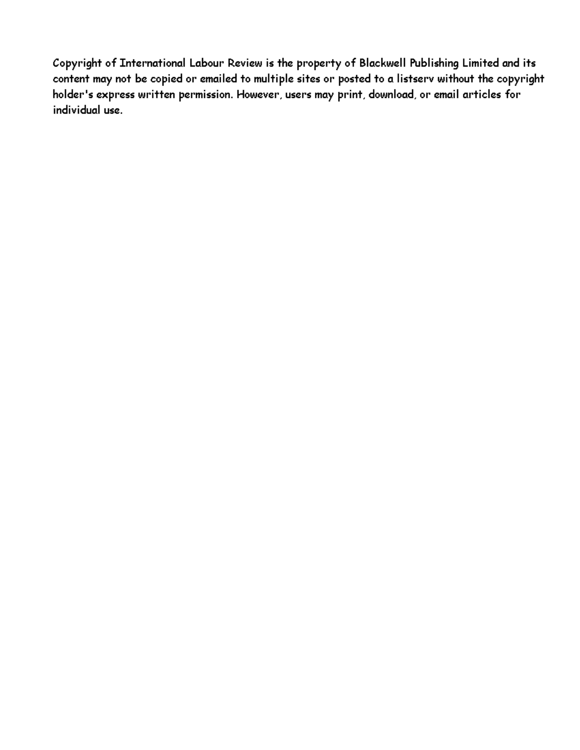Copyright of International Labour Review is the property of Blackwell Publishing Limited and its content may not be copied or emailed to multiple sites or posted to a listserv without the copyright holder's express written permission. However, users may print, download, or email articles for individual use.